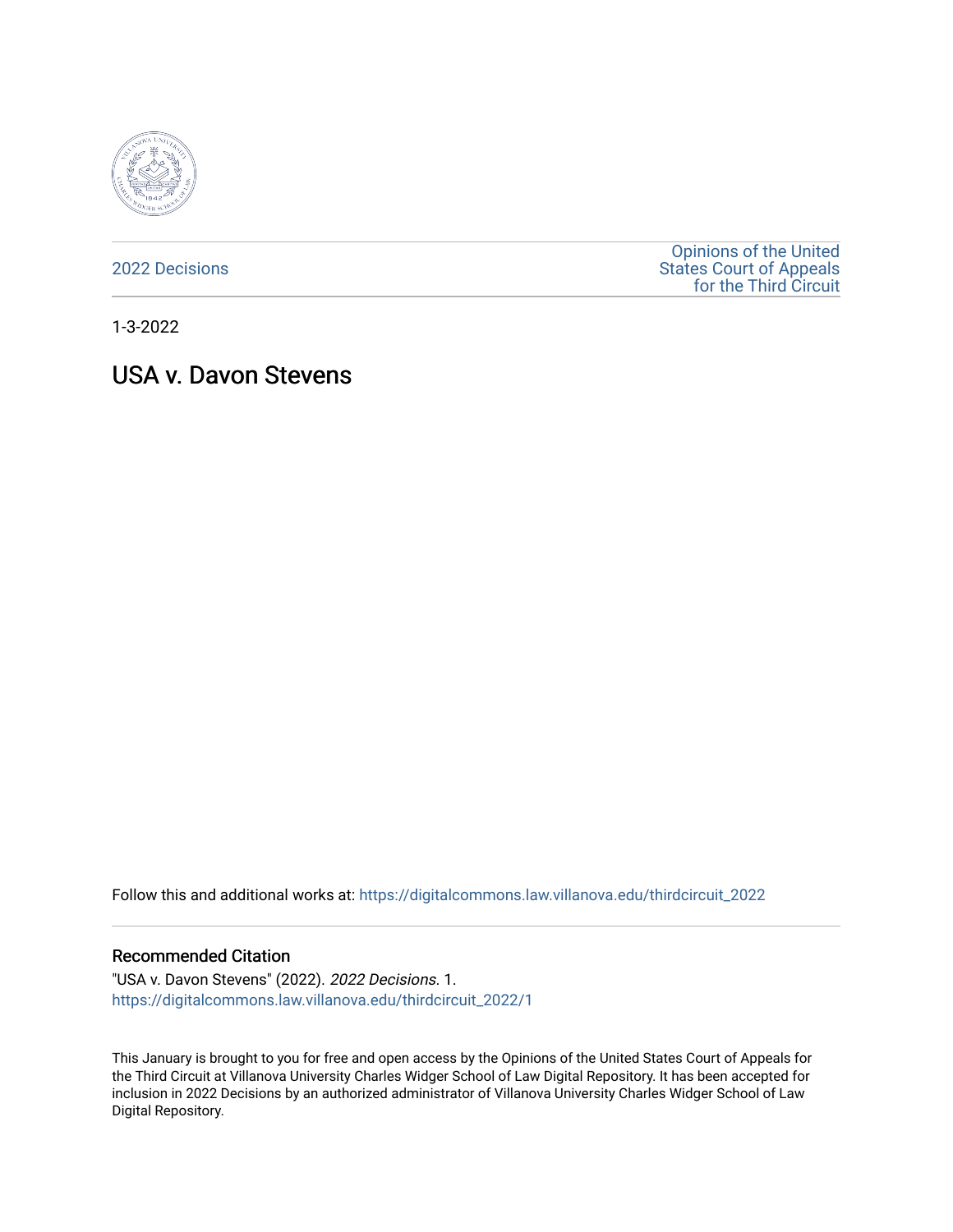2022 Decisions

Opinions of the United States Court of Appeals for the Third Circuit

1-3-2022

# USA v. Davon Stevens

Follow this and additional works at: https://digitalcommons.law.villanova.edu/thirdcircuit_2022

## Recommended Citation

"USA v. Davon Stevens" (2022). *2022 Decisions*. 1.
https://digitalcommons.law.villanova.edu/thirdcircuit_2022/1

This January is brought to you for free and open access by the Opinions of the United States Court of Appeals for the Third Circuit at Villanova University Charles Widger School of Law Digital Repository. It has been accepted for inclusion in 2022 Decisions by an authorized administrator of Villanova University Charles Widger School of Law Digital Repository.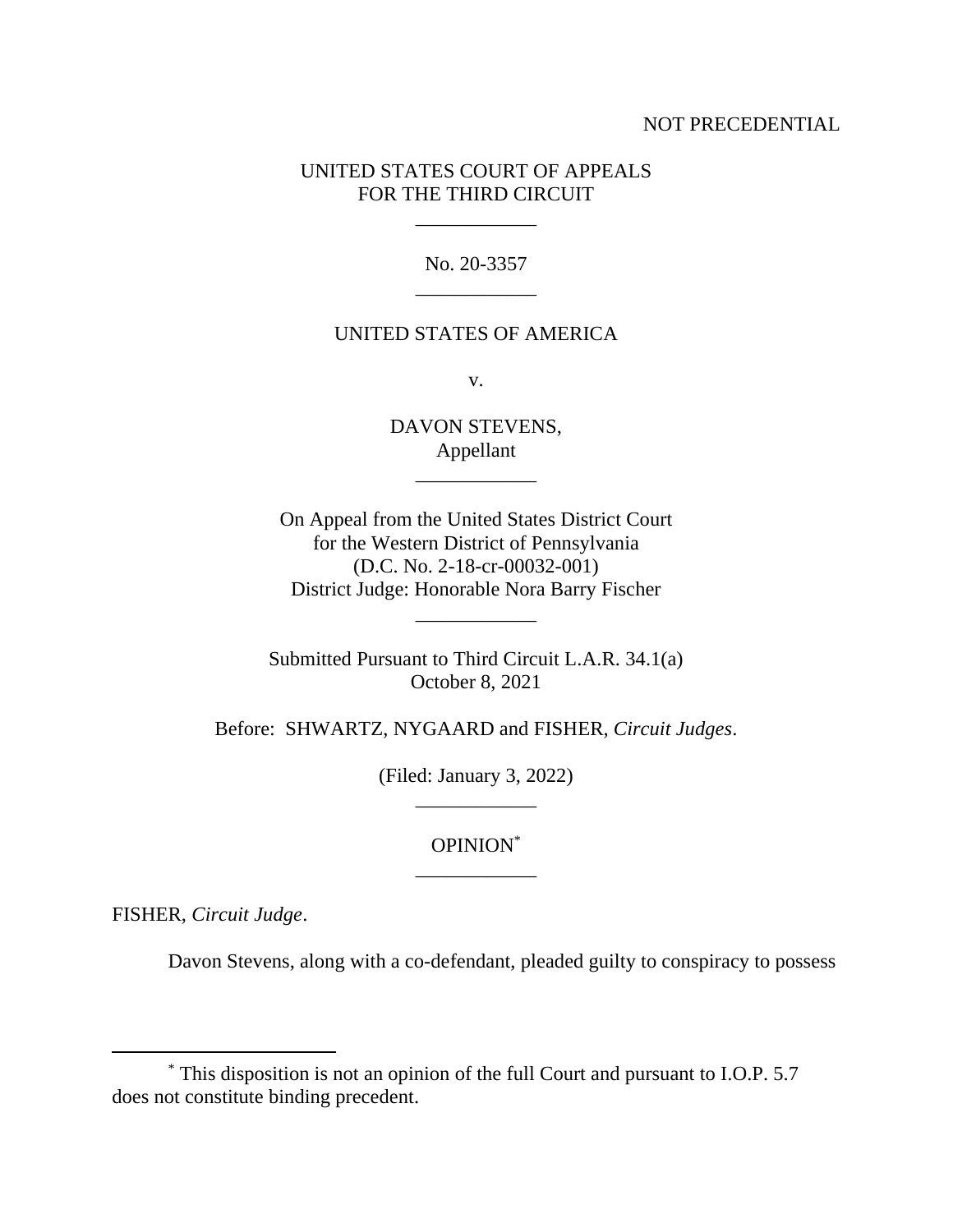NOT PRECEDENTIAL

UNITED STATES COURT OF APPEALS
FOR THE THIRD CIRCUIT

\_\_\_\_\_\_\_\_\_\_\_\_

No. 20-3357

\_\_\_\_\_\_\_\_\_\_\_\_

UNITED STATES OF AMERICA

v.

DAVON STEVENS,
Appellant

\_\_\_\_\_\_\_\_\_\_\_\_

On Appeal from the United States District Court
for the Western District of Pennsylvania
(D.C. No. 2-18-cr-00032-001)
District Judge: Honorable Nora Barry Fischer

\_\_\_\_\_\_\_\_\_\_\_\_

Submitted Pursuant to Third Circuit L.A.R. 34.1(a)
October 8, 2021

Before: SHWARTZ, NYGAARD and FISHER, *Circuit Judges*.

(Filed: January 3, 2022)

\_\_\_\_\_\_\_\_\_\_\_\_

OPINION[*]

\_\_\_\_\_\_\_\_\_\_\_\_

FISHER, *Circuit Judge*.

Davon Stevens, along with a co-defendant, pleaded guilty to conspiracy to possess

---

[*] This disposition is not an opinion of the full Court and pursuant to I.O.P. 5.7 does not constitute binding precedent.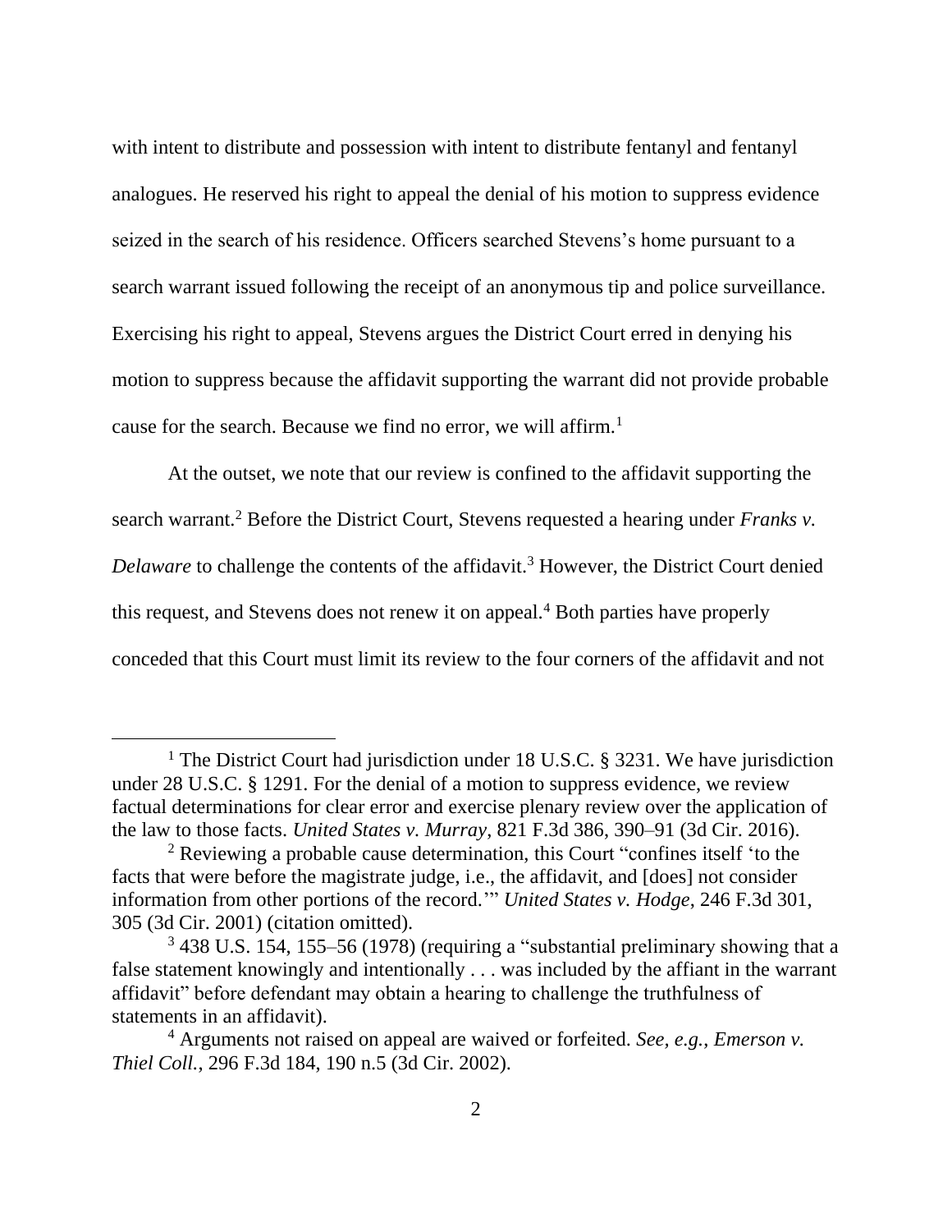with intent to distribute and possession with intent to distribute fentanyl and fentanyl analogues. He reserved his right to appeal the denial of his motion to suppress evidence seized in the search of his residence. Officers searched Stevens's home pursuant to a search warrant issued following the receipt of an anonymous tip and police surveillance. Exercising his right to appeal, Stevens argues the District Court erred in denying his motion to suppress because the affidavit supporting the warrant did not provide probable cause for the search. Because we find no error, we will affirm.[1]

At the outset, we note that our review is confined to the affidavit supporting the search warrant.[2] Before the District Court, Stevens requested a hearing under *Franks v. Delaware* to challenge the contents of the affidavit.[3] However, the District Court denied this request, and Stevens does not renew it on appeal.[4] Both parties have properly conceded that this Court must limit its review to the four corners of the affidavit and not

---

[1] The District Court had jurisdiction under 18 U.S.C. § 3231. We have jurisdiction under 28 U.S.C. § 1291. For the denial of a motion to suppress evidence, we review factual determinations for clear error and exercise plenary review over the application of the law to those facts. *United States v. Murray*, 821 F.3d 386, 390–91 (3d Cir. 2016).

[2] Reviewing a probable cause determination, this Court "confines itself 'to the facts that were before the magistrate judge, i.e., the affidavit, and [does] not consider information from other portions of the record.'" *United States v. Hodge*, 246 F.3d 301, 305 (3d Cir. 2001) (citation omitted).

[3] 438 U.S. 154, 155–56 (1978) (requiring a "substantial preliminary showing that a false statement knowingly and intentionally . . . was included by the affiant in the warrant affidavit" before defendant may obtain a hearing to challenge the truthfulness of statements in an affidavit).

[4] Arguments not raised on appeal are waived or forfeited. *See, e.g.*, *Emerson v. Thiel Coll.*, 296 F.3d 184, 190 n.5 (3d Cir. 2002).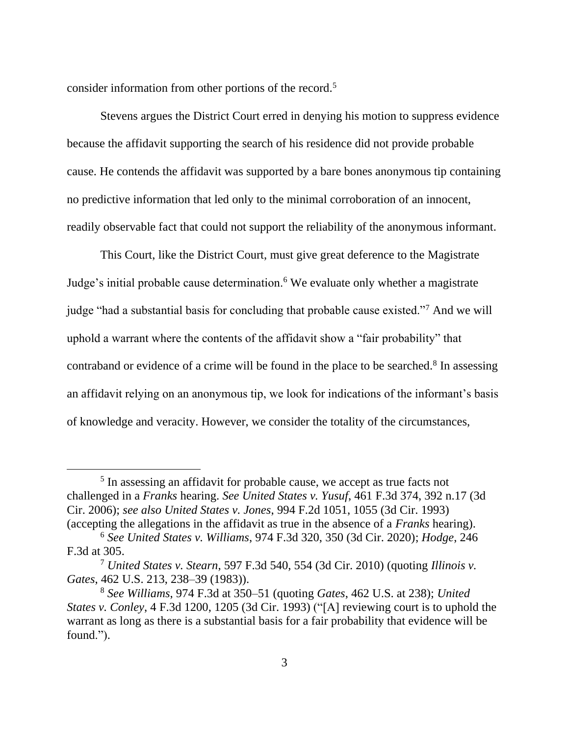consider information from other portions of the record.[5]

Stevens argues the District Court erred in denying his motion to suppress evidence because the affidavit supporting the search of his residence did not provide probable cause. He contends the affidavit was supported by a bare bones anonymous tip containing no predictive information that led only to the minimal corroboration of an innocent, readily observable fact that could not support the reliability of the anonymous informant.

This Court, like the District Court, must give great deference to the Magistrate Judge's initial probable cause determination.[6] We evaluate only whether a magistrate judge "had a substantial basis for concluding that probable cause existed."[7] And we will uphold a warrant where the contents of the affidavit show a "fair probability" that contraband or evidence of a crime will be found in the place to be searched.[8] In assessing an affidavit relying on an anonymous tip, we look for indications of the informant's basis of knowledge and veracity. However, we consider the totality of the circumstances,

---

[5] In assessing an affidavit for probable cause, we accept as true facts not challenged in a *Franks* hearing. *See United States v. Yusuf*, 461 F.3d 374, 392 n.17 (3d Cir. 2006); *see also United States v. Jones*, 994 F.2d 1051, 1055 (3d Cir. 1993) (accepting the allegations in the affidavit as true in the absence of a *Franks* hearing).

[6] *See United States v. Williams*, 974 F.3d 320, 350 (3d Cir. 2020); *Hodge*, 246 F.3d at 305.

[7] *United States v. Stearn*, 597 F.3d 540, 554 (3d Cir. 2010) (quoting *Illinois v. Gates*, 462 U.S. 213, 238–39 (1983)).

[8] *See Williams*, 974 F.3d at 350–51 (quoting *Gates*, 462 U.S. at 238); *United States v. Conley*, 4 F.3d 1200, 1205 (3d Cir. 1993) ("[A] reviewing court is to uphold the warrant as long as there is a substantial basis for a fair probability that evidence will be found.").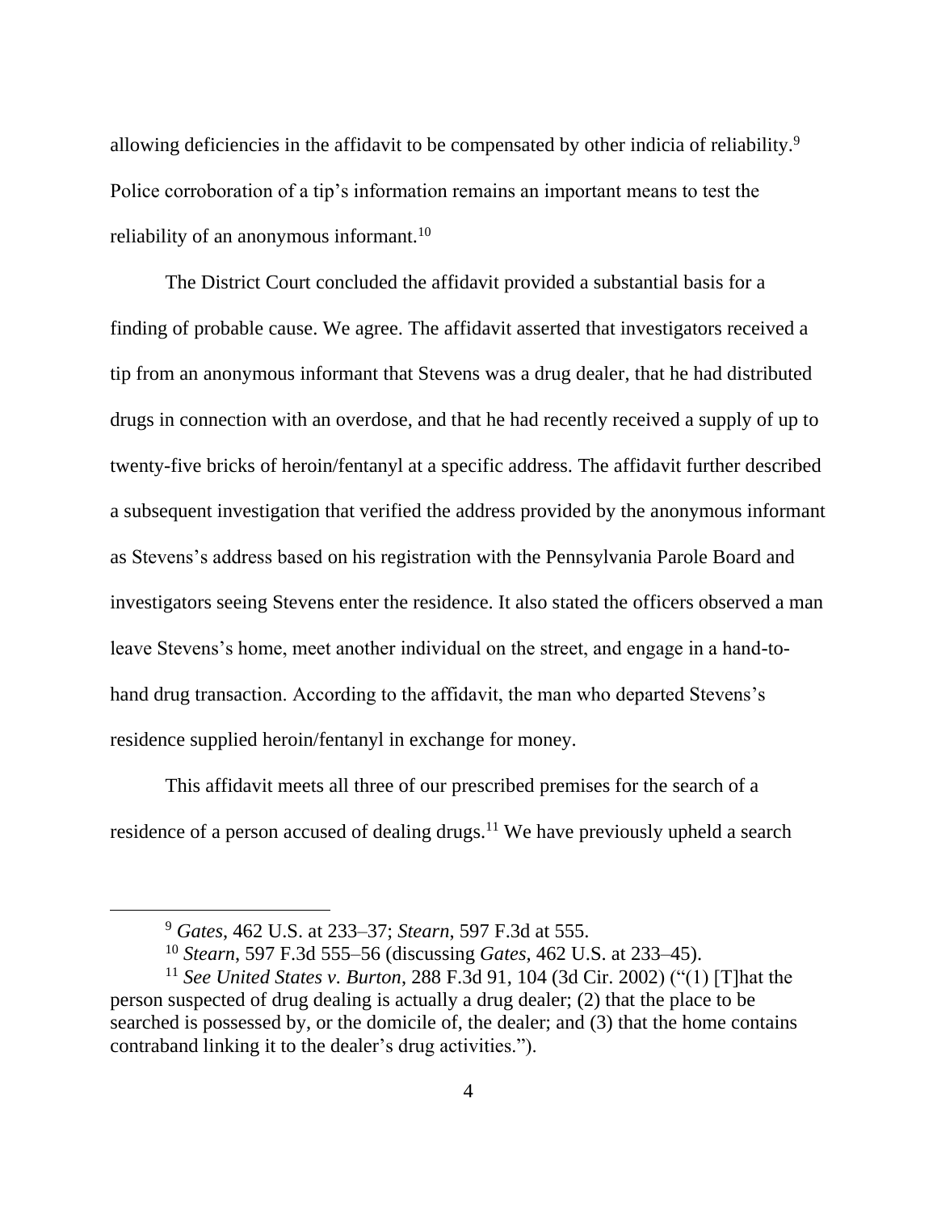allowing deficiencies in the affidavit to be compensated by other indicia of reliability.[9] Police corroboration of a tip's information remains an important means to test the reliability of an anonymous informant.[10]

The District Court concluded the affidavit provided a substantial basis for a finding of probable cause. We agree. The affidavit asserted that investigators received a tip from an anonymous informant that Stevens was a drug dealer, that he had distributed drugs in connection with an overdose, and that he had recently received a supply of up to twenty-five bricks of heroin/fentanyl at a specific address. The affidavit further described a subsequent investigation that verified the address provided by the anonymous informant as Stevens's address based on his registration with the Pennsylvania Parole Board and investigators seeing Stevens enter the residence. It also stated the officers observed a man leave Stevens's home, meet another individual on the street, and engage in a hand-to-hand drug transaction. According to the affidavit, the man who departed Stevens's residence supplied heroin/fentanyl in exchange for money.

This affidavit meets all three of our prescribed premises for the search of a residence of a person accused of dealing drugs.[11] We have previously upheld a search

---

[9] *Gates*, 462 U.S. at 233–37; *Stearn*, 597 F.3d at 555.

[10] *Stearn*, 597 F.3d 555–56 (discussing *Gates*, 462 U.S. at 233–45).

[11] *See United States v. Burton*, 288 F.3d 91, 104 (3d Cir. 2002) ("(1) [T]hat the person suspected of drug dealing is actually a drug dealer; (2) that the place to be searched is possessed by, or the domicile of, the dealer; and (3) that the home contains contraband linking it to the dealer's drug activities.").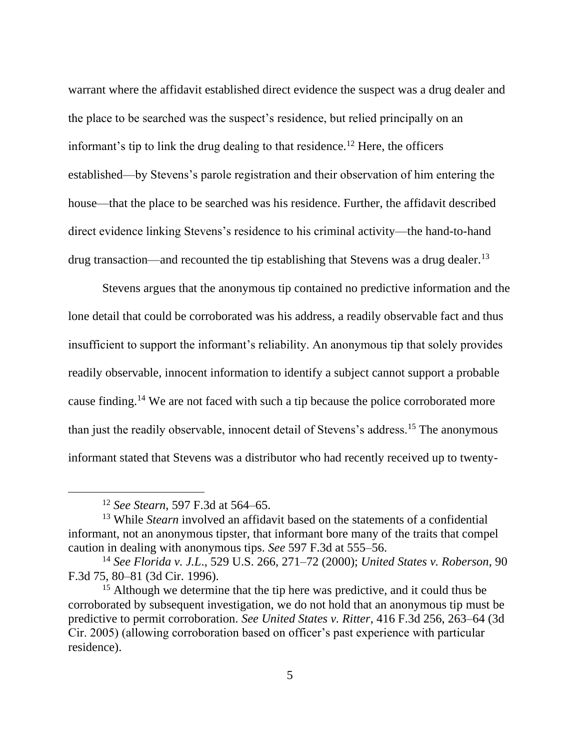warrant where the affidavit established direct evidence the suspect was a drug dealer and the place to be searched was the suspect's residence, but relied principally on an informant's tip to link the drug dealing to that residence.[12] Here, the officers established—by Stevens's parole registration and their observation of him entering the house—that the place to be searched was his residence. Further, the affidavit described direct evidence linking Stevens's residence to his criminal activity—the hand-to-hand drug transaction—and recounted the tip establishing that Stevens was a drug dealer.[13]

Stevens argues that the anonymous tip contained no predictive information and the lone detail that could be corroborated was his address, a readily observable fact and thus insufficient to support the informant's reliability. An anonymous tip that solely provides readily observable, innocent information to identify a subject cannot support a probable cause finding.[14] We are not faced with such a tip because the police corroborated more than just the readily observable, innocent detail of Stevens's address.[15] The anonymous informant stated that Stevens was a distributor who had recently received up to twenty-

---

[12] *See Stearn*, 597 F.3d at 564–65.

[13] While *Stearn* involved an affidavit based on the statements of a confidential informant, not an anonymous tipster, that informant bore many of the traits that compel caution in dealing with anonymous tips. *See* 597 F.3d at 555–56.

[14] *See Florida v. J.L.*, 529 U.S. 266, 271–72 (2000); *United States v. Roberson*, 90 F.3d 75, 80–81 (3d Cir. 1996).

[15] Although we determine that the tip here was predictive, and it could thus be corroborated by subsequent investigation, we do not hold that an anonymous tip must be predictive to permit corroboration. *See United States v. Ritter*, 416 F.3d 256, 263–64 (3d Cir. 2005) (allowing corroboration based on officer's past experience with particular residence).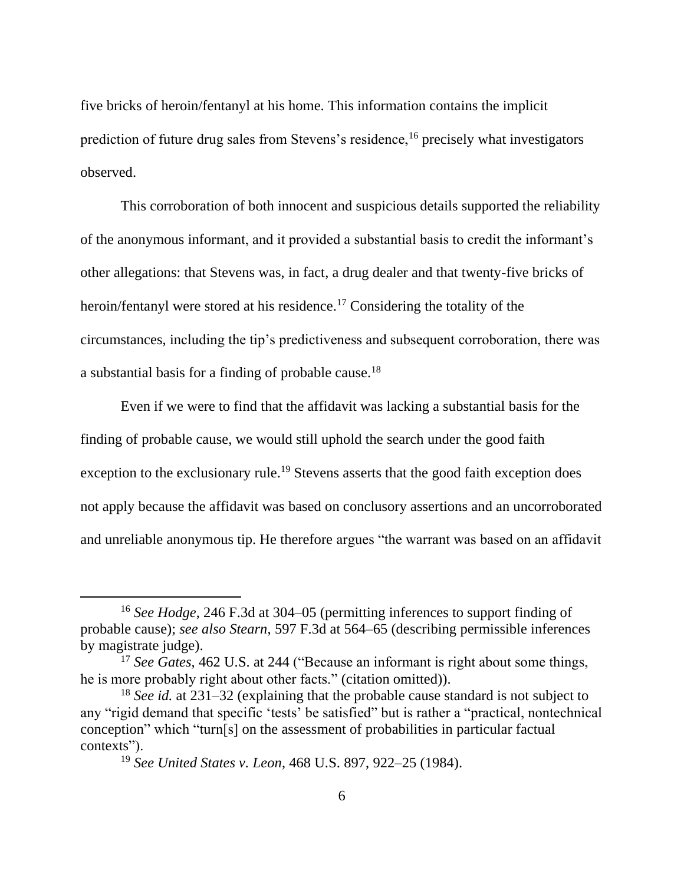five bricks of heroin/fentanyl at his home. This information contains the implicit prediction of future drug sales from Stevens's residence,[16] precisely what investigators observed.

This corroboration of both innocent and suspicious details supported the reliability of the anonymous informant, and it provided a substantial basis to credit the informant's other allegations: that Stevens was, in fact, a drug dealer and that twenty-five bricks of heroin/fentanyl were stored at his residence.[17] Considering the totality of the circumstances, including the tip's predictiveness and subsequent corroboration, there was a substantial basis for a finding of probable cause.[18]

Even if we were to find that the affidavit was lacking a substantial basis for the finding of probable cause, we would still uphold the search under the good faith exception to the exclusionary rule.[19] Stevens asserts that the good faith exception does not apply because the affidavit was based on conclusory assertions and an uncorroborated and unreliable anonymous tip. He therefore argues "the warrant was based on an affidavit

---

[16] *See Hodge*, 246 F.3d at 304–05 (permitting inferences to support finding of probable cause); *see also Stearn*, 597 F.3d at 564–65 (describing permissible inferences by magistrate judge).

[17] *See Gates*, 462 U.S. at 244 ("Because an informant is right about some things, he is more probably right about other facts." (citation omitted)).

[18] *See id.* at 231–32 (explaining that the probable cause standard is not subject to any "rigid demand that specific 'tests' be satisfied" but is rather a "practical, nontechnical conception" which "turn[s] on the assessment of probabilities in particular factual contexts").

[19] *See United States v. Leon*, 468 U.S. 897, 922–25 (1984).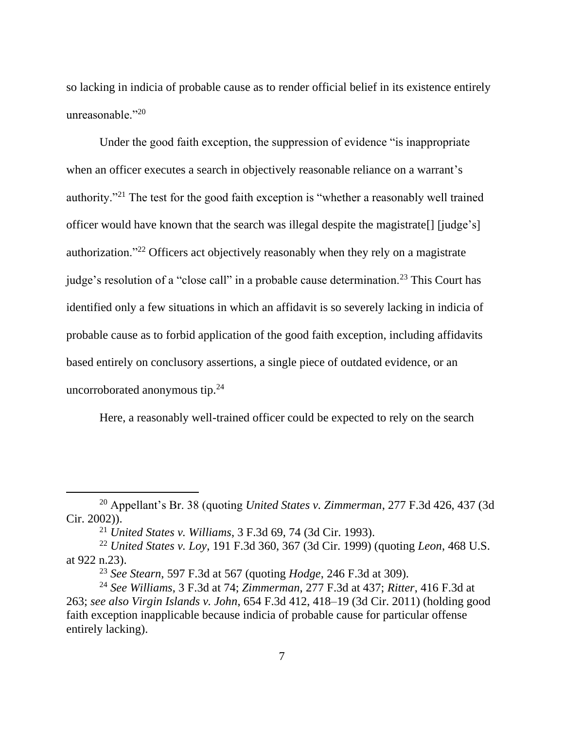so lacking in indicia of probable cause as to render official belief in its existence entirely unreasonable."[20]

Under the good faith exception, the suppression of evidence "is inappropriate when an officer executes a search in objectively reasonable reliance on a warrant's authority."[21] The test for the good faith exception is "whether a reasonably well trained officer would have known that the search was illegal despite the magistrate[] [judge's] authorization."[22] Officers act objectively reasonably when they rely on a magistrate judge's resolution of a "close call" in a probable cause determination.[23] This Court has identified only a few situations in which an affidavit is so severely lacking in indicia of probable cause as to forbid application of the good faith exception, including affidavits based entirely on conclusory assertions, a single piece of outdated evidence, or an uncorroborated anonymous tip.[24]

Here, a reasonably well-trained officer could be expected to rely on the search

---

[20] Appellant's Br. 38 (quoting *United States v. Zimmerman*, 277 F.3d 426, 437 (3d Cir. 2002)).

[21] *United States v. Williams*, 3 F.3d 69, 74 (3d Cir. 1993).

[22] *United States v. Loy*, 191 F.3d 360, 367 (3d Cir. 1999) (quoting *Leon*, 468 U.S. at 922 n.23).

[23] *See Stearn*, 597 F.3d at 567 (quoting *Hodge*, 246 F.3d at 309).

[24] *See Williams*, 3 F.3d at 74; *Zimmerman*, 277 F.3d at 437; *Ritter*, 416 F.3d at 263; *see also Virgin Islands v. John*, 654 F.3d 412, 418–19 (3d Cir. 2011) (holding good faith exception inapplicable because indicia of probable cause for particular offense entirely lacking).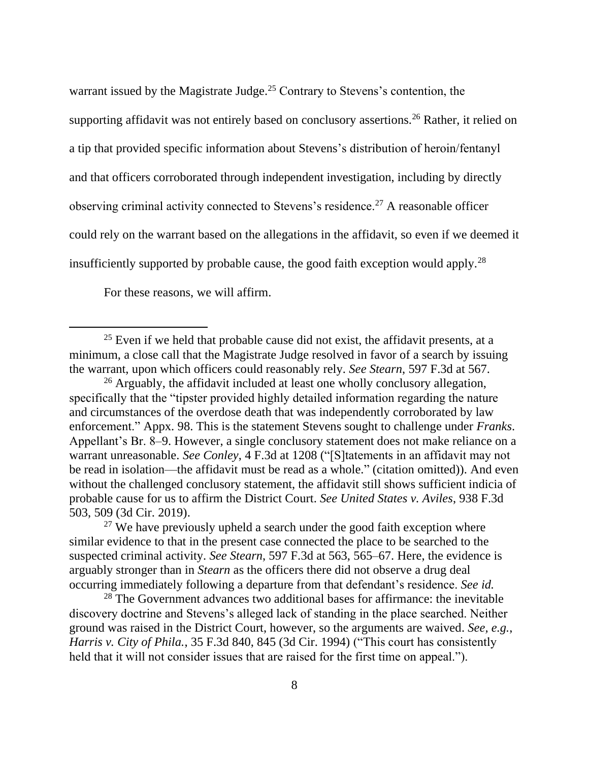warrant issued by the Magistrate Judge.[25] Contrary to Stevens's contention, the supporting affidavit was not entirely based on conclusory assertions.[26] Rather, it relied on a tip that provided specific information about Stevens's distribution of heroin/fentanyl and that officers corroborated through independent investigation, including by directly observing criminal activity connected to Stevens's residence.[27] A reasonable officer could rely on the warrant based on the allegations in the affidavit, so even if we deemed it insufficiently supported by probable cause, the good faith exception would apply.[28]

For these reasons, we will affirm.

---

[25] Even if we held that probable cause did not exist, the affidavit presents, at a minimum, a close call that the Magistrate Judge resolved in favor of a search by issuing the warrant, upon which officers could reasonably rely. *See Stearn*, 597 F.3d at 567.

[26] Arguably, the affidavit included at least one wholly conclusory allegation, specifically that the "tipster provided highly detailed information regarding the nature and circumstances of the overdose death that was independently corroborated by law enforcement." Appx. 98. This is the statement Stevens sought to challenge under *Franks*. Appellant's Br. 8–9. However, a single conclusory statement does not make reliance on a warrant unreasonable. *See Conley*, 4 F.3d at 1208 ("[S]tatements in an affidavit may not be read in isolation—the affidavit must be read as a whole." (citation omitted)). And even without the challenged conclusory statement, the affidavit still shows sufficient indicia of probable cause for us to affirm the District Court. *See United States v. Aviles*, 938 F.3d 503, 509 (3d Cir. 2019).

[27] We have previously upheld a search under the good faith exception where similar evidence to that in the present case connected the place to be searched to the suspected criminal activity. *See Stearn*, 597 F.3d at 563, 565–67. Here, the evidence is arguably stronger than in *Stearn* as the officers there did not observe a drug deal occurring immediately following a departure from that defendant's residence. *See id.*

[28] The Government advances two additional bases for affirmance: the inevitable discovery doctrine and Stevens's alleged lack of standing in the place searched. Neither ground was raised in the District Court, however, so the arguments are waived. *See, e.g.*, *Harris v. City of Phila.*, 35 F.3d 840, 845 (3d Cir. 1994) ("This court has consistently held that it will not consider issues that are raised for the first time on appeal.").